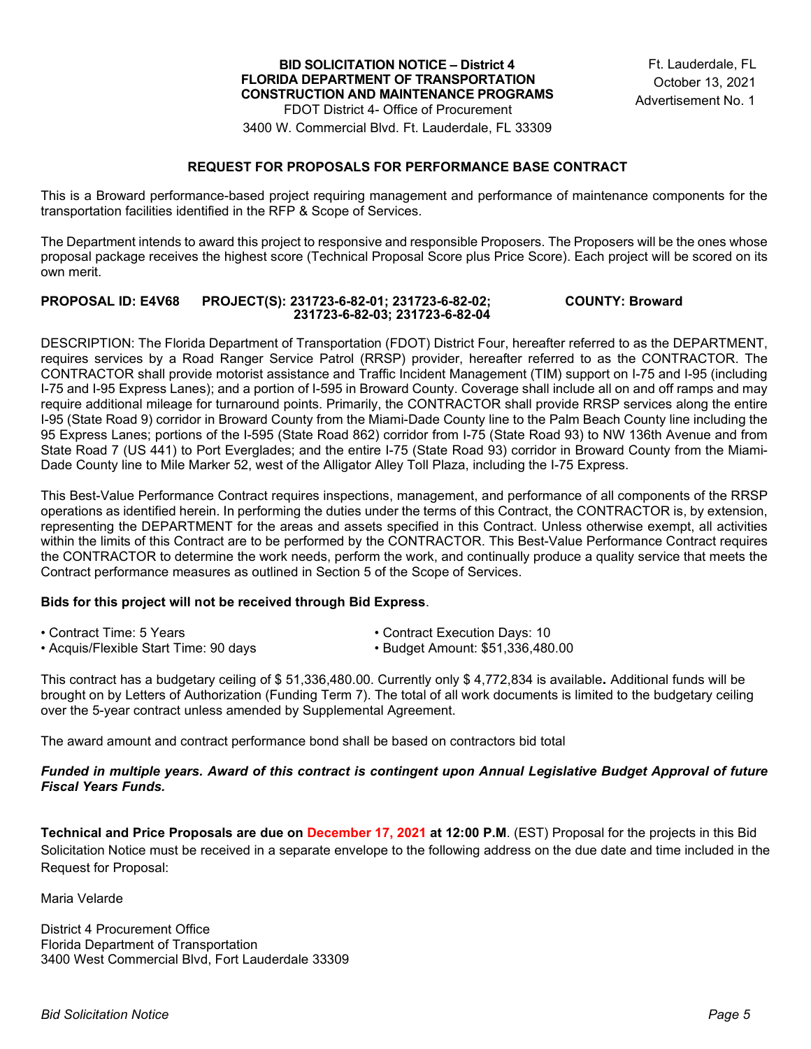**BID SOLICITATION NOTICE – District 4**
**FLORIDA DEPARTMENT OF TRANSPORTATION**
**CONSTRUCTION AND MAINTENANCE PROGRAMS**
FDOT District 4- Office of Procurement
3400 W. Commercial Blvd. Ft. Lauderdale, FL 33309

Ft. Lauderdale, FL
October 13, 2021
Advertisement No. 1

## REQUEST FOR PROPOSALS FOR PERFORMANCE BASE CONTRACT

This is a Broward performance-based project requiring management and performance of maintenance components for the transportation facilities identified in the RFP & Scope of Services.

The Department intends to award this project to responsive and responsible Proposers. The Proposers will be the ones whose proposal package receives the highest score (Technical Proposal Score plus Price Score). Each project will be scored on its own merit.

**PROPOSAL ID: E4V68 PROJECT(S): 231723-6-82-01; 231723-6-82-02; 231723-6-82-03; 231723-6-82-04 COUNTY: Broward**

DESCRIPTION: The Florida Department of Transportation (FDOT) District Four, hereafter referred to as the DEPARTMENT, requires services by a Road Ranger Service Patrol (RRSP) provider, hereafter referred to as the CONTRACTOR. The CONTRACTOR shall provide motorist assistance and Traffic Incident Management (TIM) support on I-75 and I-95 (including I-75 and I-95 Express Lanes); and a portion of I-595 in Broward County. Coverage shall include all on and off ramps and may require additional mileage for turnaround points. Primarily, the CONTRACTOR shall provide RRSP services along the entire I-95 (State Road 9) corridor in Broward County from the Miami-Dade County line to the Palm Beach County line including the 95 Express Lanes; portions of the I-595 (State Road 862) corridor from I-75 (State Road 93) to NW 136th Avenue and from State Road 7 (US 441) to Port Everglades; and the entire I-75 (State Road 93) corridor in Broward County from the Miami-Dade County line to Mile Marker 52, west of the Alligator Alley Toll Plaza, including the I-75 Express.

This Best-Value Performance Contract requires inspections, management, and performance of all components of the RRSP operations as identified herein. In performing the duties under the terms of this Contract, the CONTRACTOR is, by extension, representing the DEPARTMENT for the areas and assets specified in this Contract. Unless otherwise exempt, all activities within the limits of this Contract are to be performed by the CONTRACTOR. This Best-Value Performance Contract requires the CONTRACTOR to determine the work needs, perform the work, and continually produce a quality service that meets the Contract performance measures as outlined in Section 5 of the Scope of Services.

**Bids for this project will not be received through Bid Express**.

- Contract Time: 5 Years
- Contract Execution Days: 10
- Acquis/Flexible Start Time: 90 days
- Budget Amount: $51,336,480.00

This contract has a budgetary ceiling of $ 51,336,480.00. Currently only $ 4,772,834 is available**.** Additional funds will be brought on by Letters of Authorization (Funding Term 7). The total of all work documents is limited to the budgetary ceiling over the 5-year contract unless amended by Supplemental Agreement.

The award amount and contract performance bond shall be based on contractors bid total

***Funded in multiple years. Award of this contract is contingent upon Annual Legislative Budget Approval of future Fiscal Years Funds.***

**Technical and Price Proposals are due on December 17, 2021 at 12:00 P.M**. (EST) Proposal for the projects in this Bid Solicitation Notice must be received in a separate envelope to the following address on the due date and time included in the Request for Proposal:

Maria Velarde

District 4 Procurement Office
Florida Department of Transportation
3400 West Commercial Blvd, Fort Lauderdale 33309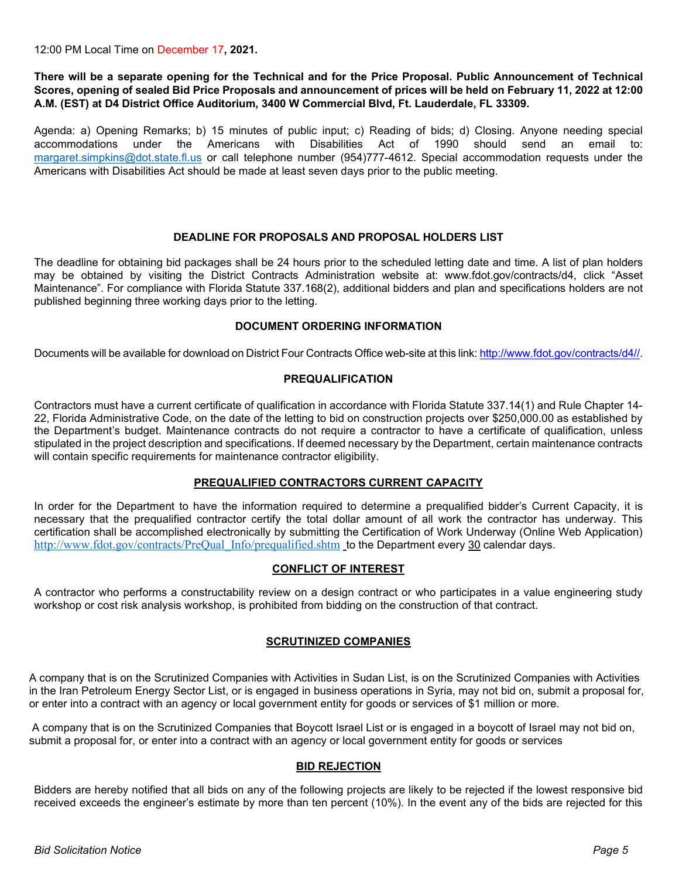12:00 PM Local Time on December 17**, 2021.**

**There will be a separate opening for the Technical and for the Price Proposal. Public Announcement of Technical Scores, opening of sealed Bid Price Proposals and announcement of prices will be held on February 11, 2022 at 12:00 A.M. (EST) at D4 District Office Auditorium, 3400 W Commercial Blvd, Ft. Lauderdale, FL 33309.**

Agenda: a) Opening Remarks; b) 15 minutes of public input; c) Reading of bids; d) Closing. Anyone needing special accommodations under the Americans with Disabilities Act of 1990 should send an email to: margaret.simpkins@dot.state.fl.us or call telephone number (954)777-4612. Special accommodation requests under the Americans with Disabilities Act should be made at least seven days prior to the public meeting.

## DEADLINE FOR PROPOSALS AND PROPOSAL HOLDERS LIST

The deadline for obtaining bid packages shall be 24 hours prior to the scheduled letting date and time. A list of plan holders may be obtained by visiting the District Contracts Administration website at: www.fdot.gov/contracts/d4, click "Asset Maintenance". For compliance with Florida Statute 337.168(2), additional bidders and plan and specifications holders are not published beginning three working days prior to the letting.

## DOCUMENT ORDERING INFORMATION

Documents will be available for download on District Four Contracts Office web-site at this link: http://www.fdot.gov/contracts/d4//.

## PREQUALIFICATION

Contractors must have a current certificate of qualification in accordance with Florida Statute 337.14(1) and Rule Chapter 14-22, Florida Administrative Code, on the date of the letting to bid on construction projects over $250,000.00 as established by the Department's budget. Maintenance contracts do not require a contractor to have a certificate of qualification, unless stipulated in the project description and specifications. If deemed necessary by the Department, certain maintenance contracts will contain specific requirements for maintenance contractor eligibility.

## PREQUALIFIED CONTRACTORS CURRENT CAPACITY

In order for the Department to have the information required to determine a prequalified bidder's Current Capacity, it is necessary that the prequalified contractor certify the total dollar amount of all work the contractor has underway. This certification shall be accomplished electronically by submitting the Certification of Work Underway (Online Web Application) http://www.fdot.gov/contracts/PreQual_Info/prequalified.shtm to the Department every 30 calendar days.

## CONFLICT OF INTEREST

A contractor who performs a constructability review on a design contract or who participates in a value engineering study workshop or cost risk analysis workshop, is prohibited from bidding on the construction of that contract.

## SCRUTINIZED COMPANIES

A company that is on the Scrutinized Companies with Activities in Sudan List, is on the Scrutinized Companies with Activities in the Iran Petroleum Energy Sector List, or is engaged in business operations in Syria, may not bid on, submit a proposal for, or enter into a contract with an agency or local government entity for goods or services of $1 million or more.

A company that is on the Scrutinized Companies that Boycott Israel List or is engaged in a boycott of Israel may not bid on, submit a proposal for, or enter into a contract with an agency or local government entity for goods or services

## BID REJECTION

Bidders are hereby notified that all bids on any of the following projects are likely to be rejected if the lowest responsive bid received exceeds the engineer's estimate by more than ten percent (10%). In the event any of the bids are rejected for this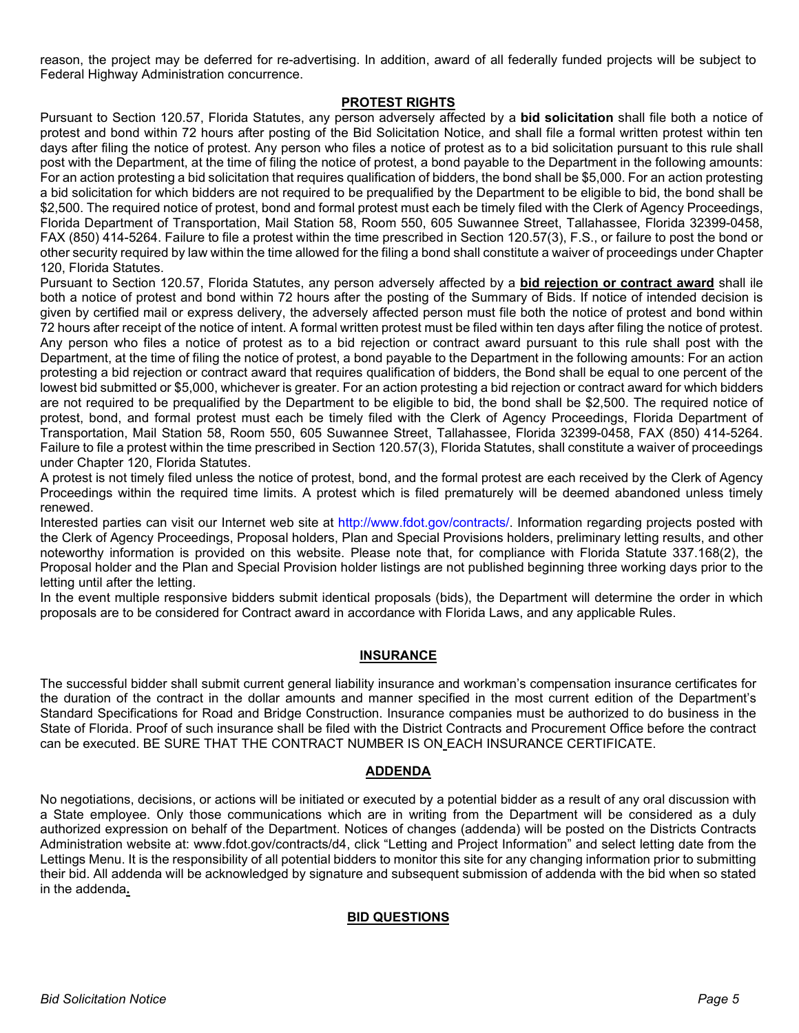reason, the project may be deferred for re-advertising. In addition, award of all federally funded projects will be subject to Federal Highway Administration concurrence.

## PROTEST RIGHTS

Pursuant to Section 120.57, Florida Statutes, any person adversely affected by a **bid solicitation** shall file both a notice of protest and bond within 72 hours after posting of the Bid Solicitation Notice, and shall file a formal written protest within ten days after filing the notice of protest. Any person who files a notice of protest as to a bid solicitation pursuant to this rule shall post with the Department, at the time of filing the notice of protest, a bond payable to the Department in the following amounts: For an action protesting a bid solicitation that requires qualification of bidders, the bond shall be $5,000. For an action protesting a bid solicitation for which bidders are not required to be prequalified by the Department to be eligible to bid, the bond shall be $2,500. The required notice of protest, bond and formal protest must each be timely filed with the Clerk of Agency Proceedings, Florida Department of Transportation, Mail Station 58, Room 550, 605 Suwannee Street, Tallahassee, Florida 32399-0458, FAX (850) 414-5264. Failure to file a protest within the time prescribed in Section 120.57(3), F.S., or failure to post the bond or other security required by law within the time allowed for the filing a bond shall constitute a waiver of proceedings under Chapter 120, Florida Statutes.

Pursuant to Section 120.57, Florida Statutes, any person adversely affected by a **bid rejection or contract award** shall ile both a notice of protest and bond within 72 hours after the posting of the Summary of Bids. If notice of intended decision is given by certified mail or express delivery, the adversely affected person must file both the notice of protest and bond within 72 hours after receipt of the notice of intent. A formal written protest must be filed within ten days after filing the notice of protest. Any person who files a notice of protest as to a bid rejection or contract award pursuant to this rule shall post with the Department, at the time of filing the notice of protest, a bond payable to the Department in the following amounts: For an action protesting a bid rejection or contract award that requires qualification of bidders, the Bond shall be equal to one percent of the lowest bid submitted or $5,000, whichever is greater. For an action protesting a bid rejection or contract award for which bidders are not required to be prequalified by the Department to be eligible to bid, the bond shall be $2,500. The required notice of protest, bond, and formal protest must each be timely filed with the Clerk of Agency Proceedings, Florida Department of Transportation, Mail Station 58, Room 550, 605 Suwannee Street, Tallahassee, Florida 32399-0458, FAX (850) 414-5264. Failure to file a protest within the time prescribed in Section 120.57(3), Florida Statutes, shall constitute a waiver of proceedings under Chapter 120, Florida Statutes.

A protest is not timely filed unless the notice of protest, bond, and the formal protest are each received by the Clerk of Agency Proceedings within the required time limits. A protest which is filed prematurely will be deemed abandoned unless timely renewed.

Interested parties can visit our Internet web site at http://www.fdot.gov/contracts/. Information regarding projects posted with the Clerk of Agency Proceedings, Proposal holders, Plan and Special Provisions holders, preliminary letting results, and other noteworthy information is provided on this website. Please note that, for compliance with Florida Statute 337.168(2), the Proposal holder and the Plan and Special Provision holder listings are not published beginning three working days prior to the letting until after the letting.

In the event multiple responsive bidders submit identical proposals (bids), the Department will determine the order in which proposals are to be considered for Contract award in accordance with Florida Laws, and any applicable Rules.

## INSURANCE

The successful bidder shall submit current general liability insurance and workman's compensation insurance certificates for the duration of the contract in the dollar amounts and manner specified in the most current edition of the Department's Standard Specifications for Road and Bridge Construction. Insurance companies must be authorized to do business in the State of Florida. Proof of such insurance shall be filed with the District Contracts and Procurement Office before the contract can be executed. BE SURE THAT THE CONTRACT NUMBER IS ON EACH INSURANCE CERTIFICATE.

## ADDENDA

No negotiations, decisions, or actions will be initiated or executed by a potential bidder as a result of any oral discussion with a State employee. Only those communications which are in writing from the Department will be considered as a duly authorized expression on behalf of the Department. Notices of changes (addenda) will be posted on the Districts Contracts Administration website at: www.fdot.gov/contracts/d4, click "Letting and Project Information" and select letting date from the Lettings Menu. It is the responsibility of all potential bidders to monitor this site for any changing information prior to submitting their bid. All addenda will be acknowledged by signature and subsequent submission of addenda with the bid when so stated in the addenda.

## BID QUESTIONS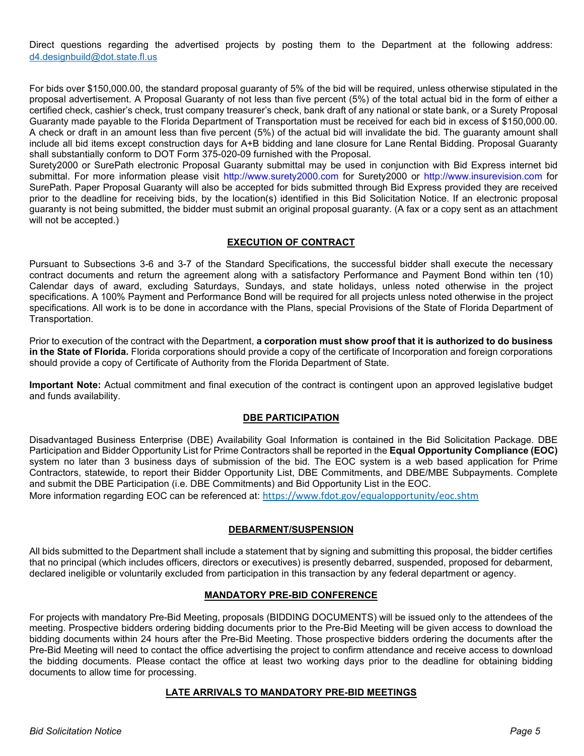Direct questions regarding the advertised projects by posting them to the Department at the following address: [d4.designbuild@dot.state.fl.us](mailto:d4.designbuild@dot.state.fl.us)

For bids over $150,000.00, the standard proposal guaranty of 5% of the bid will be required, unless otherwise stipulated in the proposal advertisement. A Proposal Guaranty of not less than five percent (5%) of the total actual bid in the form of either a certified check, cashier's check, trust company treasurer's check, bank draft of any national or state bank, or a Surety Proposal Guaranty made payable to the Florida Department of Transportation must be received for each bid in excess of $150,000.00. A check or draft in an amount less than five percent (5%) of the actual bid will invalidate the bid. The guaranty amount shall include all bid items except construction days for A+B bidding and lane closure for Lane Rental Bidding. Proposal Guaranty shall substantially conform to DOT Form 375-020-09 furnished with the Proposal.

Surety2000 or SurePath electronic Proposal Guaranty submittal may be used in conjunction with Bid Express internet bid submittal. For more information please visit http://www.surety2000.com for Surety2000 or http://www.insurevision.com for SurePath. Paper Proposal Guaranty will also be accepted for bids submitted through Bid Express provided they are received prior to the deadline for receiving bids, by the location(s) identified in this Bid Solicitation Notice. If an electronic proposal guaranty is not being submitted, the bidder must submit an original proposal guaranty. (A fax or a copy sent as an attachment will not be accepted.)

## EXECUTION OF CONTRACT

Pursuant to Subsections 3-6 and 3-7 of the Standard Specifications, the successful bidder shall execute the necessary contract documents and return the agreement along with a satisfactory Performance and Payment Bond within ten (10) Calendar days of award, excluding Saturdays, Sundays, and state holidays, unless noted otherwise in the project specifications. A 100% Payment and Performance Bond will be required for all projects unless noted otherwise in the project specifications. All work is to be done in accordance with the Plans, special Provisions of the State of Florida Department of Transportation.

Prior to execution of the contract with the Department, **a corporation must show proof that it is authorized to do business in the State of Florida.** Florida corporations should provide a copy of the certificate of Incorporation and foreign corporations should provide a copy of Certificate of Authority from the Florida Department of State.

**Important Note:** Actual commitment and final execution of the contract is contingent upon an approved legislative budget and funds availability.

## DBE PARTICIPATION

Disadvantaged Business Enterprise (DBE) Availability Goal Information is contained in the Bid Solicitation Package. DBE Participation and Bidder Opportunity List for Prime Contractors shall be reported in the **Equal Opportunity Compliance (EOC)** system no later than 3 business days of submission of the bid. The EOC system is a web based application for Prime Contractors, statewide, to report their Bidder Opportunity List, DBE Commitments, and DBE/MBE Subpayments. Complete and submit the DBE Participation (i.e. DBE Commitments) and Bid Opportunity List in the EOC.

More information regarding EOC can be referenced at: https://www.fdot.gov/equalopportunity/eoc.shtm

## DEBARMENT/SUSPENSION

All bids submitted to the Department shall include a statement that by signing and submitting this proposal, the bidder certifies that no principal (which includes officers, directors or executives) is presently debarred, suspended, proposed for debarment, declared ineligible or voluntarily excluded from participation in this transaction by any federal department or agency.

## MANDATORY PRE-BID CONFERENCE

For projects with mandatory Pre-Bid Meeting, proposals (BIDDING DOCUMENTS) will be issued only to the attendees of the meeting. Prospective bidders ordering bidding documents prior to the Pre-Bid Meeting will be given access to download the bidding documents within 24 hours after the Pre-Bid Meeting. Those prospective bidders ordering the documents after the Pre-Bid Meeting will need to contact the office advertising the project to confirm attendance and receive access to download the bidding documents. Please contact the office at least two working days prior to the deadline for obtaining bidding documents to allow time for processing.

## LATE ARRIVALS TO MANDATORY PRE-BID MEETINGS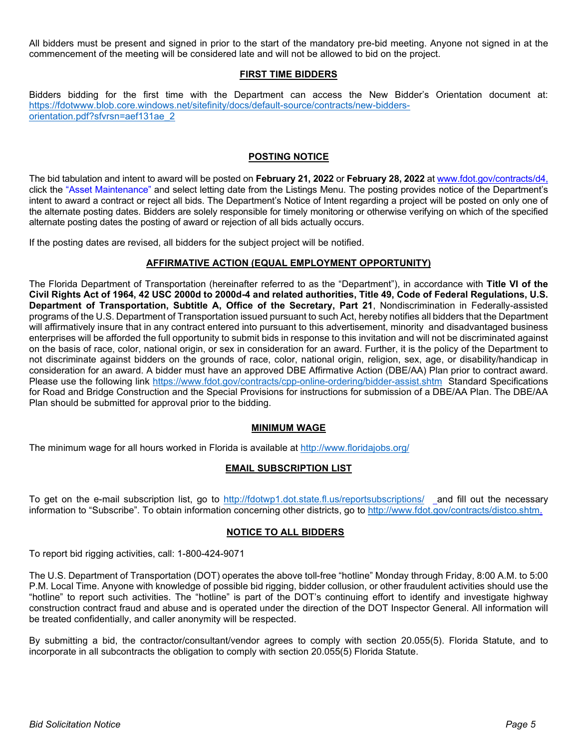All bidders must be present and signed in prior to the start of the mandatory pre-bid meeting. Anyone not signed in at the commencement of the meeting will be considered late and will not be allowed to bid on the project.

## FIRST TIME BIDDERS

Bidders bidding for the first time with the Department can access the New Bidder's Orientation document at: https://fdotwww.blob.core.windows.net/sitefinity/docs/default-source/contracts/new-bidders-orientation.pdf?sfvrsn=aef131ae_2

## POSTING NOTICE

The bid tabulation and intent to award will be posted on **February 21, 2022** or **February 28, 2022** at www.fdot.gov/contracts/d4, click the "Asset Maintenance" and select letting date from the Listings Menu. The posting provides notice of the Department's intent to award a contract or reject all bids. The Department's Notice of Intent regarding a project will be posted on only one of the alternate posting dates. Bidders are solely responsible for timely monitoring or otherwise verifying on which of the specified alternate posting dates the posting of award or rejection of all bids actually occurs.

If the posting dates are revised, all bidders for the subject project will be notified.

## AFFIRMATIVE ACTION (EQUAL EMPLOYMENT OPPORTUNITY)

The Florida Department of Transportation (hereinafter referred to as the "Department"), in accordance with **Title VI of the Civil Rights Act of 1964, 42 USC 2000d to 2000d-4 and related authorities, Title 49, Code of Federal Regulations, U.S. Department of Transportation, Subtitle A, Office of the Secretary, Part 21**, Nondiscrimination in Federally-assisted programs of the U.S. Department of Transportation issued pursuant to such Act, hereby notifies all bidders that the Department will affirmatively insure that in any contract entered into pursuant to this advertisement, minority and disadvantaged business enterprises will be afforded the full opportunity to submit bids in response to this invitation and will not be discriminated against on the basis of race, color, national origin, or sex in consideration for an award. Further, it is the policy of the Department to not discriminate against bidders on the grounds of race, color, national origin, religion, sex, age, or disability/handicap in consideration for an award. A bidder must have an approved DBE Affirmative Action (DBE/AA) Plan prior to contract award. Please use the following link https://www.fdot.gov/contracts/cpp-online-ordering/bidder-assist.shtm Standard Specifications for Road and Bridge Construction and the Special Provisions for instructions for submission of a DBE/AA Plan. The DBE/AA Plan should be submitted for approval prior to the bidding.

## MINIMUM WAGE

The minimum wage for all hours worked in Florida is available at http://www.floridajobs.org/

## EMAIL SUBSCRIPTION LIST

To get on the e-mail subscription list, go to http://fdotwp1.dot.state.fl.us/reportsubscriptions/ and fill out the necessary information to "Subscribe". To obtain information concerning other districts, go to http://www.fdot.gov/contracts/distco.shtm.

## NOTICE TO ALL BIDDERS

To report bid rigging activities, call: 1-800-424-9071

The U.S. Department of Transportation (DOT) operates the above toll-free "hotline" Monday through Friday, 8:00 A.M. to 5:00 P.M. Local Time. Anyone with knowledge of possible bid rigging, bidder collusion, or other fraudulent activities should use the "hotline" to report such activities. The "hotline" is part of the DOT's continuing effort to identify and investigate highway construction contract fraud and abuse and is operated under the direction of the DOT Inspector General. All information will be treated confidentially, and caller anonymity will be respected.

By submitting a bid, the contractor/consultant/vendor agrees to comply with section 20.055(5). Florida Statute, and to incorporate in all subcontracts the obligation to comply with section 20.055(5) Florida Statute.